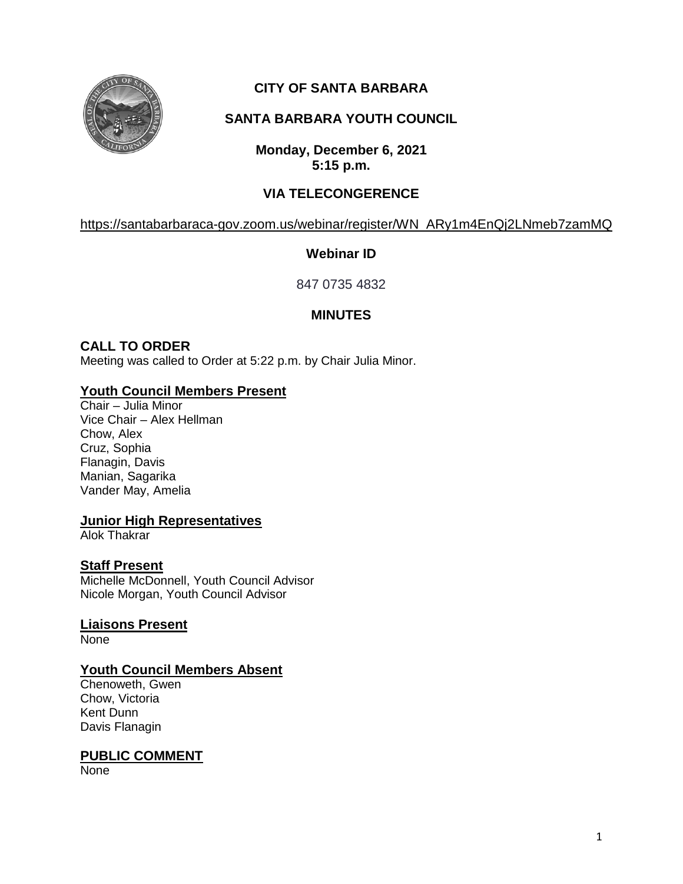# CITY OF SANTA BARBARA

## SANTA BARBARA YOUTH COUNCIL

**Monday, December 6, 2021**
**5:15 p.m.**

## VIA TELECONGERENCE

https://santabarbaraca-gov.zoom.us/webinar/register/WN_ARy1m4EnQj2LNmeb7zamMQ

**Webinar ID**

847 0735 4832

## MINUTES

### CALL TO ORDER

Meeting was called to Order at 5:22 p.m. by Chair Julia Minor.

### Youth Council Members Present

Chair – Julia Minor
Vice Chair – Alex Hellman
Chow, Alex
Cruz, Sophia
Flanagin, Davis
Manian, Sagarika
Vander May, Amelia

### Junior High Representatives

Alok Thakrar

### Staff Present

Michelle McDonnell, Youth Council Advisor
Nicole Morgan, Youth Council Advisor

### Liaisons Present

None

### Youth Council Members Absent

Chenoweth, Gwen
Chow, Victoria
Kent Dunn
Davis Flanagin

### PUBLIC COMMENT

None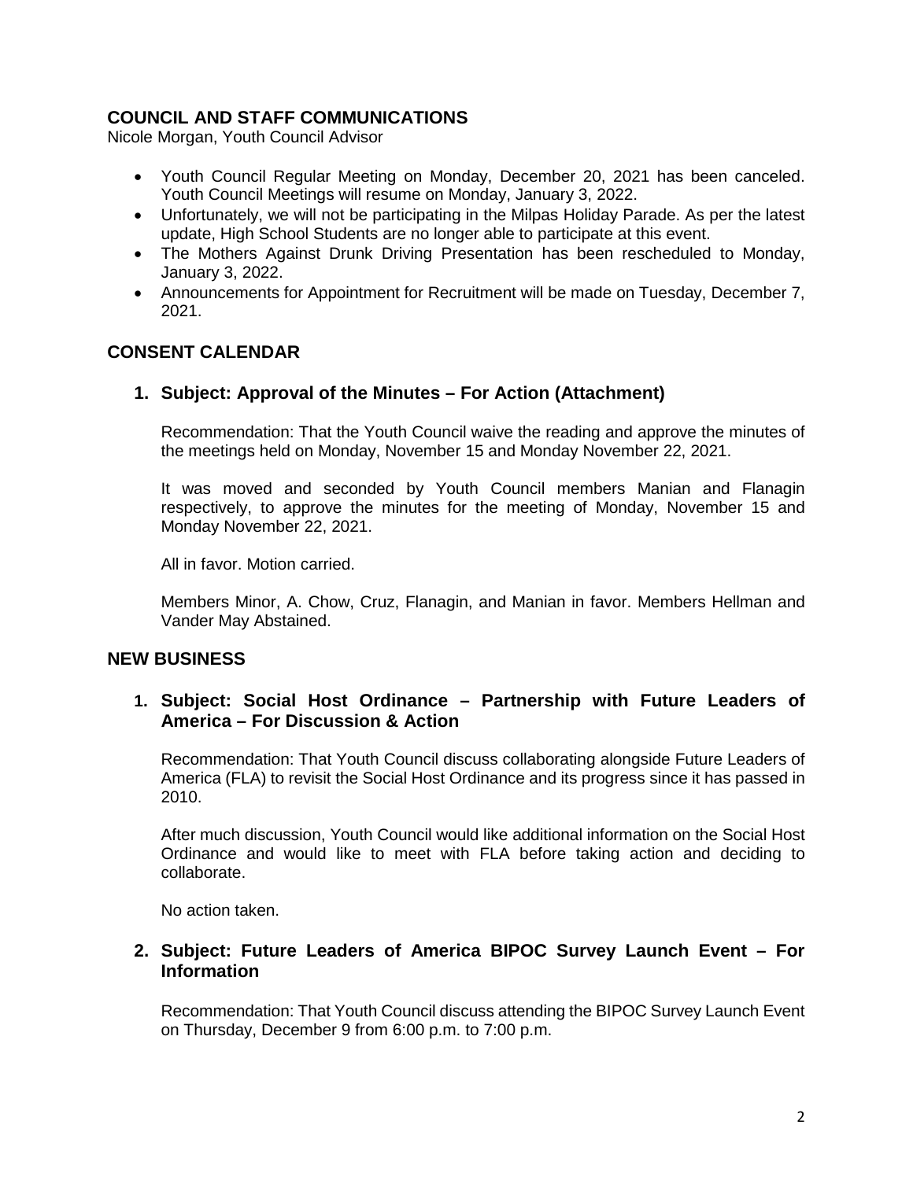## COUNCIL AND STAFF COMMUNICATIONS

Nicole Morgan, Youth Council Advisor

- Youth Council Regular Meeting on Monday, December 20, 2021 has been canceled. Youth Council Meetings will resume on Monday, January 3, 2022.
- Unfortunately, we will not be participating in the Milpas Holiday Parade. As per the latest update, High School Students are no longer able to participate at this event.
- The Mothers Against Drunk Driving Presentation has been rescheduled to Monday, January 3, 2022.
- Announcements for Appointment for Recruitment will be made on Tuesday, December 7, 2021.

## CONSENT CALENDAR

### 1. Subject: Approval of the Minutes – For Action (Attachment)

Recommendation: That the Youth Council waive the reading and approve the minutes of the meetings held on Monday, November 15 and Monday November 22, 2021.

It was moved and seconded by Youth Council members Manian and Flanagin respectively, to approve the minutes for the meeting of Monday, November 15 and Monday November 22, 2021.

All in favor. Motion carried.

Members Minor, A. Chow, Cruz, Flanagin, and Manian in favor. Members Hellman and Vander May Abstained.

## NEW BUSINESS

### 1. Subject: Social Host Ordinance – Partnership with Future Leaders of America – For Discussion & Action

Recommendation: That Youth Council discuss collaborating alongside Future Leaders of America (FLA) to revisit the Social Host Ordinance and its progress since it has passed in 2010.

After much discussion, Youth Council would like additional information on the Social Host Ordinance and would like to meet with FLA before taking action and deciding to collaborate.

No action taken.

### 2. Subject: Future Leaders of America BIPOC Survey Launch Event – For Information

Recommendation: That Youth Council discuss attending the BIPOC Survey Launch Event on Thursday, December 9 from 6:00 p.m. to 7:00 p.m.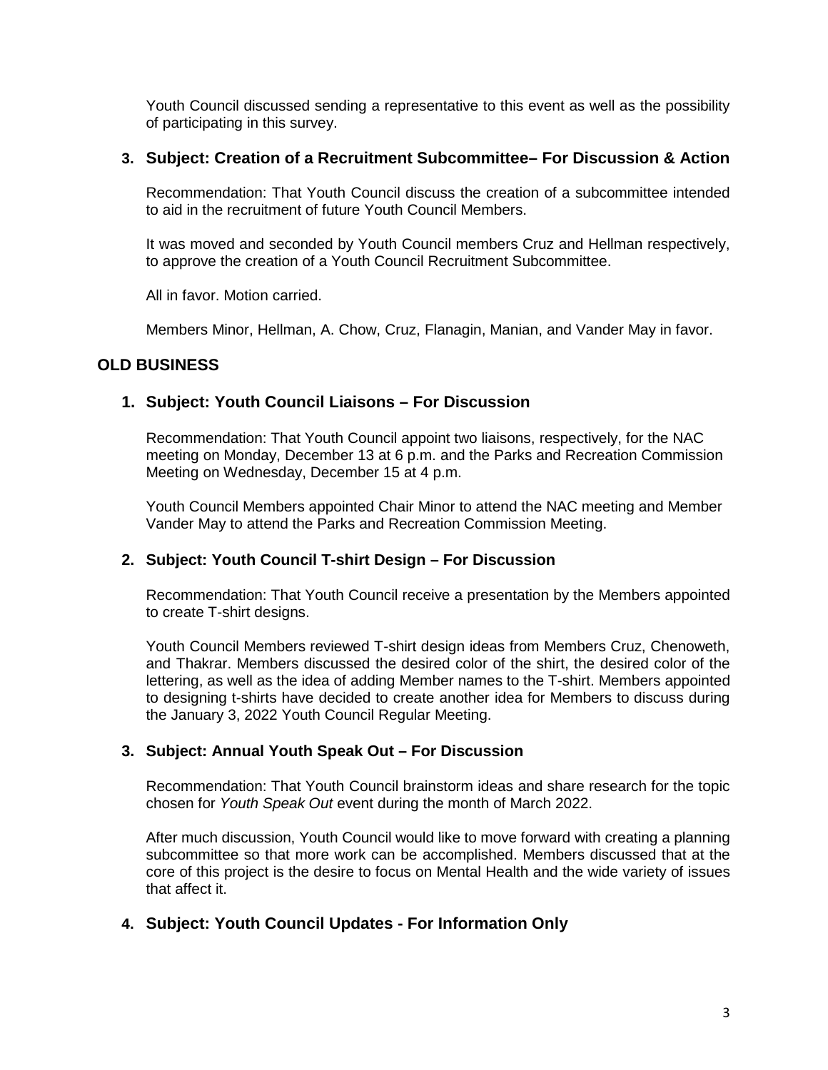Youth Council discussed sending a representative to this event as well as the possibility of participating in this survey.

3. **Subject: Creation of a Recruitment Subcommittee– For Discussion & Action**

   Recommendation: That Youth Council discuss the creation of a subcommittee intended to aid in the recruitment of future Youth Council Members.

   It was moved and seconded by Youth Council members Cruz and Hellman respectively, to approve the creation of a Youth Council Recruitment Subcommittee.

   All in favor. Motion carried.

   Members Minor, Hellman, A. Chow, Cruz, Flanagin, Manian, and Vander May in favor.

## OLD BUSINESS

1. **Subject: Youth Council Liaisons – For Discussion**

   Recommendation: That Youth Council appoint two liaisons, respectively, for the NAC meeting on Monday, December 13 at 6 p.m. and the Parks and Recreation Commission Meeting on Wednesday, December 15 at 4 p.m.

   Youth Council Members appointed Chair Minor to attend the NAC meeting and Member Vander May to attend the Parks and Recreation Commission Meeting.

2. **Subject: Youth Council T-shirt Design – For Discussion**

   Recommendation: That Youth Council receive a presentation by the Members appointed to create T-shirt designs.

   Youth Council Members reviewed T-shirt design ideas from Members Cruz, Chenoweth, and Thakrar. Members discussed the desired color of the shirt, the desired color of the lettering, as well as the idea of adding Member names to the T-shirt. Members appointed to designing t-shirts have decided to create another idea for Members to discuss during the January 3, 2022 Youth Council Regular Meeting.

3. **Subject: Annual Youth Speak Out – For Discussion**

   Recommendation: That Youth Council brainstorm ideas and share research for the topic chosen for *Youth Speak Out* event during the month of March 2022.

   After much discussion, Youth Council would like to move forward with creating a planning subcommittee so that more work can be accomplished. Members discussed that at the core of this project is the desire to focus on Mental Health and the wide variety of issues that affect it.

4. **Subject: Youth Council Updates - For Information Only**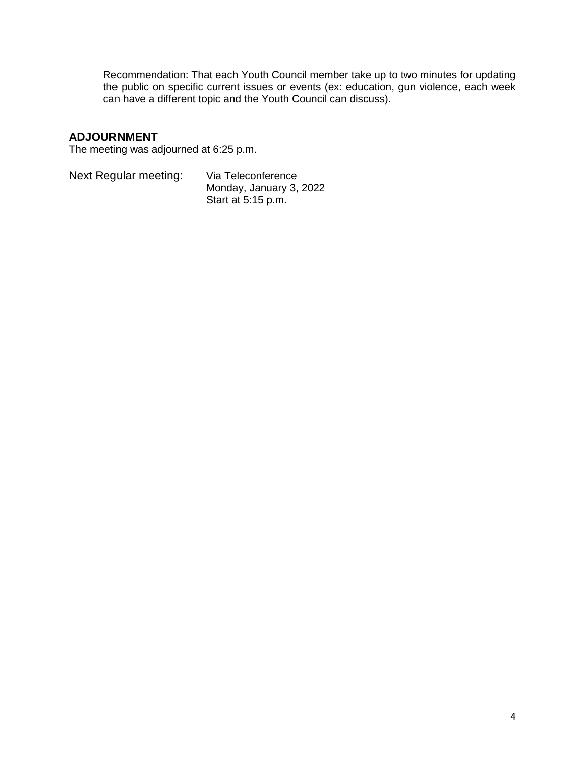Recommendation: That each Youth Council member take up to two minutes for updating the public on specific current issues or events (ex: education, gun violence, each week can have a different topic and the Youth Council can discuss).

## ADJOURNMENT

The meeting was adjourned at 6:25 p.m.

Next Regular meeting: Via Teleconference
Monday, January 3, 2022
Start at 5:15 p.m.